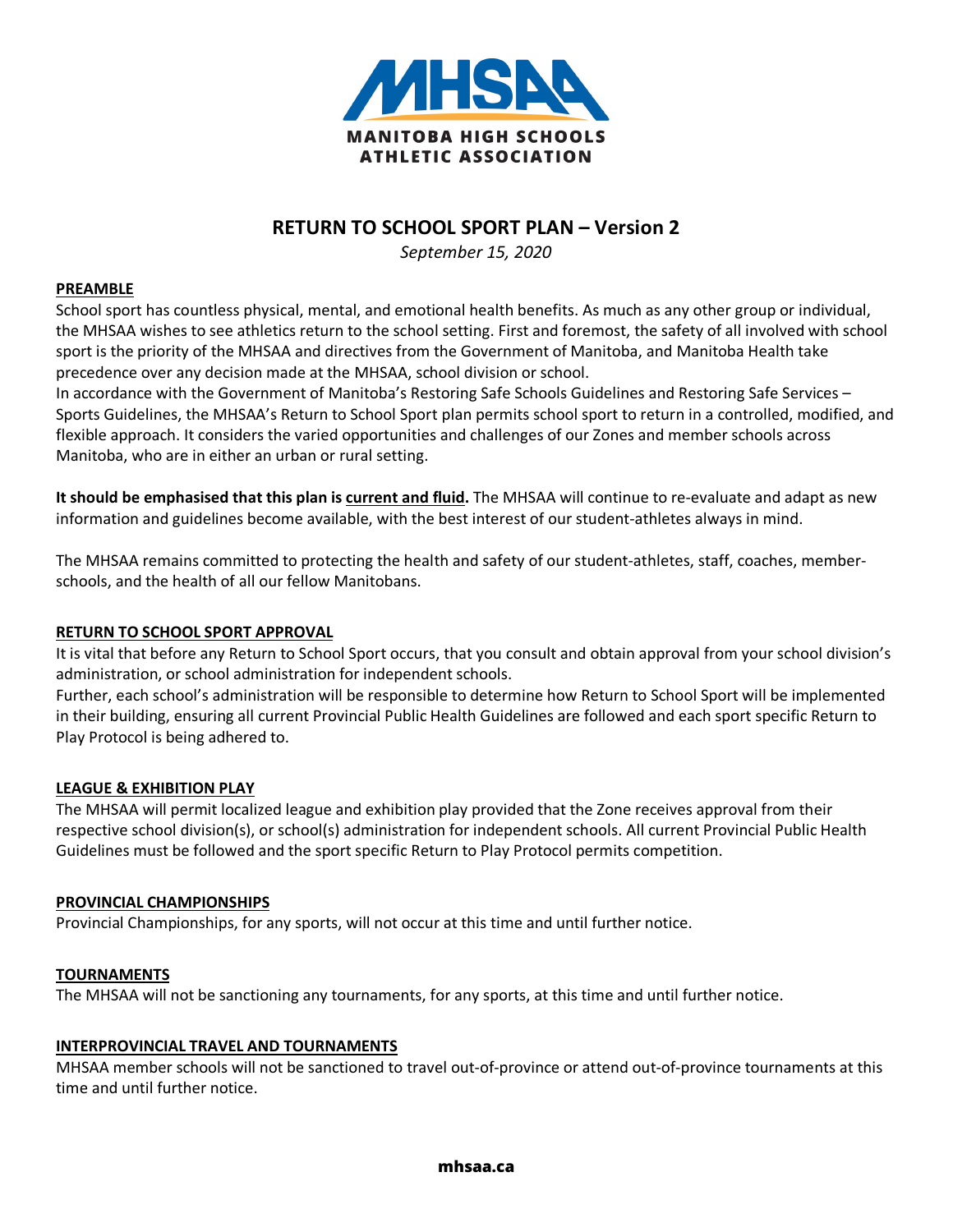MANITOBA HIGH SCHOOLS ATHLETIC ASSOCIATION

# RETURN TO SCHOOL SPORT PLAN – Version 2

*September 15, 2020*

## PREAMBLE

School sport has countless physical, mental, and emotional health benefits. As much as any other group or individual, the MHSAA wishes to see athletics return to the school setting. First and foremost, the safety of all involved with school sport is the priority of the MHSAA and directives from the Government of Manitoba, and Manitoba Health take precedence over any decision made at the MHSAA, school division or school.

In accordance with the Government of Manitoba's Restoring Safe Schools Guidelines and Restoring Safe Services – Sports Guidelines, the MHSAA's Return to School Sport plan permits school sport to return in a controlled, modified, and flexible approach. It considers the varied opportunities and challenges of our Zones and member schools across Manitoba, who are in either an urban or rural setting.

**It should be emphasised that this plan is current and fluid.** The MHSAA will continue to re-evaluate and adapt as new information and guidelines become available, with the best interest of our student-athletes always in mind.

The MHSAA remains committed to protecting the health and safety of our student-athletes, staff, coaches, member-schools, and the health of all our fellow Manitobans.

## RETURN TO SCHOOL SPORT APPROVAL

It is vital that before any Return to School Sport occurs, that you consult and obtain approval from your school division's administration, or school administration for independent schools.

Further, each school's administration will be responsible to determine how Return to School Sport will be implemented in their building, ensuring all current Provincial Public Health Guidelines are followed and each sport specific Return to Play Protocol is being adhered to.

## LEAGUE & EXHIBITION PLAY

The MHSAA will permit localized league and exhibition play provided that the Zone receives approval from their respective school division(s), or school(s) administration for independent schools. All current Provincial Public Health Guidelines must be followed and the sport specific Return to Play Protocol permits competition.

## PROVINCIAL CHAMPIONSHIPS

Provincial Championships, for any sports, will not occur at this time and until further notice.

## TOURNAMENTS

The MHSAA will not be sanctioning any tournaments, for any sports, at this time and until further notice.

## INTERPROVINCIAL TRAVEL AND TOURNAMENTS

MHSAA member schools will not be sanctioned to travel out-of-province or attend out-of-province tournaments at this time and until further notice.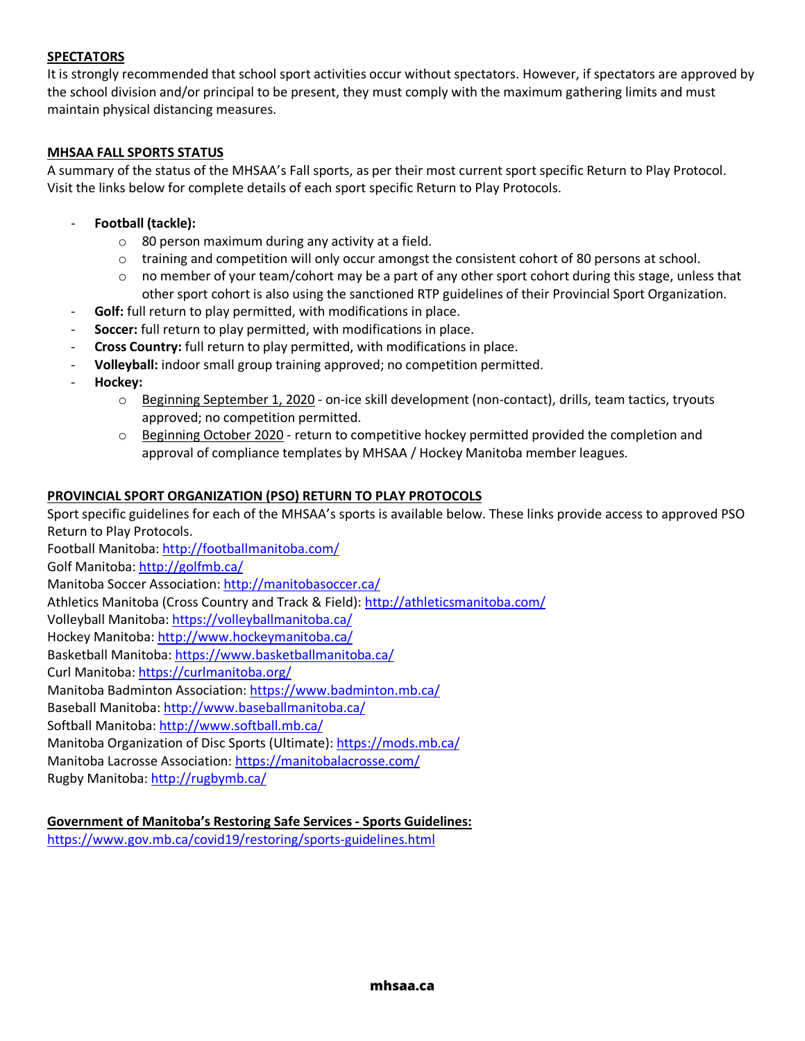## SPECTATORS

It is strongly recommended that school sport activities occur without spectators. However, if spectators are approved by the school division and/or principal to be present, they must comply with the maximum gathering limits and must maintain physical distancing measures.

## MHSAA FALL SPORTS STATUS

A summary of the status of the MHSAA's Fall sports, as per their most current sport specific Return to Play Protocol. Visit the links below for complete details of each sport specific Return to Play Protocols.

- **Football (tackle):**
  - 80 person maximum during any activity at a field.
  - training and competition will only occur amongst the consistent cohort of 80 persons at school.
  - no member of your team/cohort may be a part of any other sport cohort during this stage, unless that other sport cohort is also using the sanctioned RTP guidelines of their Provincial Sport Organization.
- **Golf:** full return to play permitted, with modifications in place.
- **Soccer:** full return to play permitted, with modifications in place.
- **Cross Country:** full return to play permitted, with modifications in place.
- **Volleyball:** indoor small group training approved; no competition permitted.
- **Hockey:**
  - Beginning September 1, 2020 - on-ice skill development (non-contact), drills, team tactics, tryouts approved; no competition permitted.
  - Beginning October 2020 - return to competitive hockey permitted provided the completion and approval of compliance templates by MHSAA / Hockey Manitoba member leagues.

## PROVINCIAL SPORT ORGANIZATION (PSO) RETURN TO PLAY PROTOCOLS

Sport specific guidelines for each of the MHSAA's sports is available below. These links provide access to approved PSO Return to Play Protocols.

Football Manitoba: http://footballmanitoba.com/
Golf Manitoba: http://golfmb.ca/
Manitoba Soccer Association: http://manitobasoccer.ca/
Athletics Manitoba (Cross Country and Track & Field): http://athleticsmanitoba.com/
Volleyball Manitoba: https://volleyballmanitoba.ca/
Hockey Manitoba: http://www.hockeymanitoba.ca/
Basketball Manitoba: https://www.basketballmanitoba.ca/
Curl Manitoba: https://curlmanitoba.org/
Manitoba Badminton Association: https://www.badminton.mb.ca/
Baseball Manitoba: http://www.baseballmanitoba.ca/
Softball Manitoba: http://www.softball.mb.ca/
Manitoba Organization of Disc Sports (Ultimate): https://mods.mb.ca/
Manitoba Lacrosse Association: https://manitobalacrosse.com/
Rugby Manitoba: http://rugbymb.ca/

## Government of Manitoba's Restoring Safe Services - Sports Guidelines:

https://www.gov.mb.ca/covid19/restoring/sports-guidelines.html